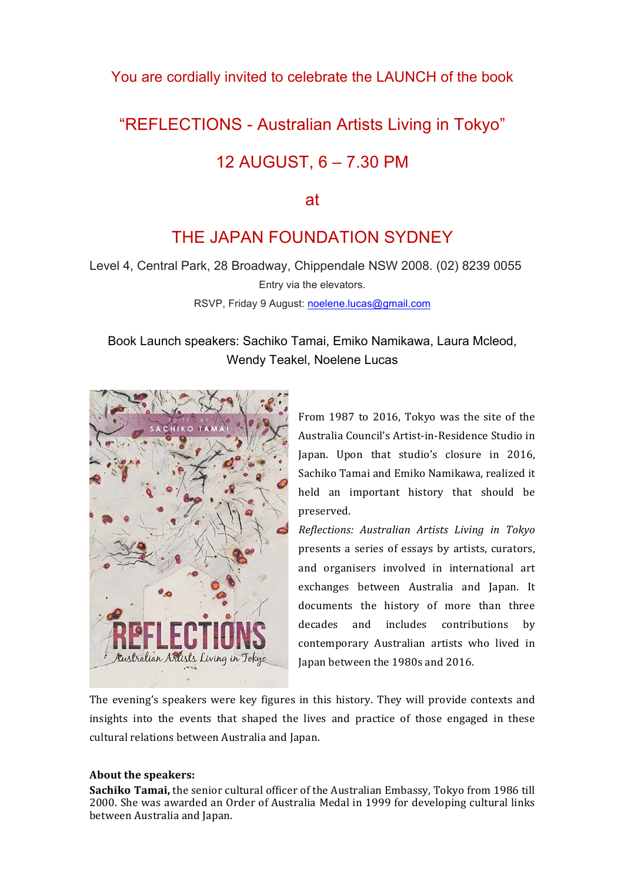You are cordially invited to celebrate the LAUNCH of the book

# "REFLECTIONS - Australian Artists Living in Tokyo"

## 12 AUGUST, 6 – 7.30 PM

at

## THE JAPAN FOUNDATION SYDNEY

Level 4, Central Park, 28 Broadway, Chippendale NSW 2008. (02) 8239 0055

Entry via the elevators.

RSVP, Friday 9 August: noelene.lucas@gmail.com

Book Launch speakers: Sachiko Tamai, Emiko Namikawa, Laura Mcleod, Wendy Teakel, Noelene Lucas

From 1987 to 2016, Tokyo was the site of the Australia Council's Artist-in-Residence Studio in Japan. Upon that studio's closure in 2016, Sachiko Tamai and Emiko Namikawa, realized it held an important history that should be preserved.

*Reflections: Australian Artists Living in Tokyo* presents a series of essays by artists, curators, and organisers involved in international art exchanges between Australia and Japan. It documents the history of more than three decades and includes contributions by contemporary Australian artists who lived in Japan between the 1980s and 2016.

The evening's speakers were key figures in this history. They will provide contexts and insights into the events that shaped the lives and practice of those engaged in these cultural relations between Australia and Japan.

**About the speakers:**

**Sachiko Tamai,** the senior cultural officer of the Australian Embassy, Tokyo from 1986 till 2000. She was awarded an Order of Australia Medal in 1999 for developing cultural links between Australia and Japan.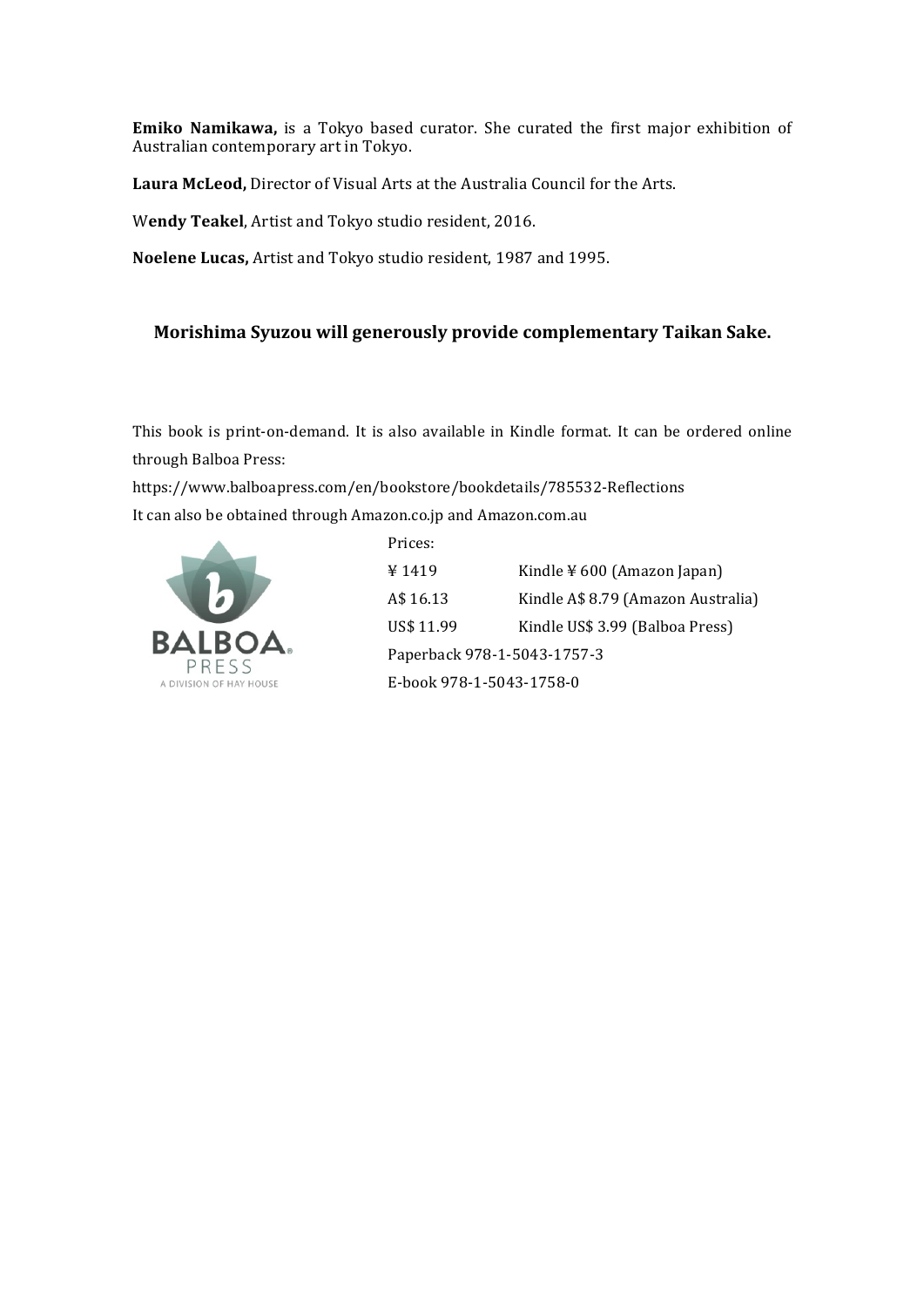**Emiko Namikawa,** is a Tokyo based curator. She curated the first major exhibition of Australian contemporary art in Tokyo.

**Laura McLeod,** Director of Visual Arts at the Australia Council for the Arts.

W**endy Teakel**, Artist and Tokyo studio resident, 2016.

**Noelene Lucas,** Artist and Tokyo studio resident, 1987 and 1995.

**Morishima Syuzou will generously provide complementary Taikan Sake.**

This book is print-on-demand. It is also available in Kindle format. It can be ordered online through Balboa Press:

https://www.balboapress.com/en/bookstore/bookdetails/785532-Reflections

It can also be obtained through Amazon.co.jp and Amazon.com.au

BALBOA. PRESS
A DIVISION OF HAY HOUSE

Prices:

| | |
|---|---|
| ¥ 1419 | Kindle ¥ 600 (Amazon Japan) |
| A$ 16.13 | Kindle A$ 8.79 (Amazon Australia) |
| US$ 11.99 | Kindle US$ 3.99 (Balboa Press) |

Paperback 978-1-5043-1757-3

E-book 978-1-5043-1758-0